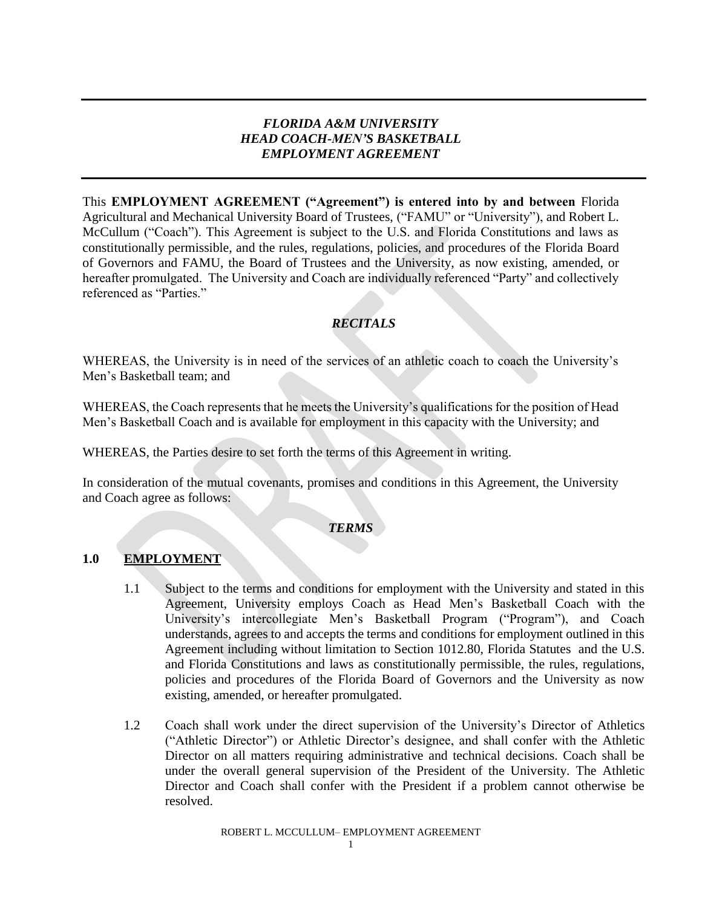***FLORIDA A&M UNIVERSITY***
***HEAD COACH-MEN'S BASKETBALL***
***EMPLOYMENT AGREEMENT***

This **EMPLOYMENT AGREEMENT ("Agreement") is entered into by and between** Florida Agricultural and Mechanical University Board of Trustees, ("FAMU" or "University"), and Robert L. McCullum ("Coach"). This Agreement is subject to the U.S. and Florida Constitutions and laws as constitutionally permissible, and the rules, regulations, policies, and procedures of the Florida Board of Governors and FAMU, the Board of Trustees and the University, as now existing, amended, or hereafter promulgated. The University and Coach are individually referenced "Party" and collectively referenced as "Parties."

## *RECITALS*

WHEREAS, the University is in need of the services of an athletic coach to coach the University's Men's Basketball team; and

WHEREAS, the Coach represents that he meets the University's qualifications for the position of Head Men's Basketball Coach and is available for employment in this capacity with the University; and

WHEREAS, the Parties desire to set forth the terms of this Agreement in writing.

In consideration of the mutual covenants, promises and conditions in this Agreement, the University and Coach agree as follows:

## *TERMS*

### 1.0 EMPLOYMENT

1.1 Subject to the terms and conditions for employment with the University and stated in this Agreement, University employs Coach as Head Men's Basketball Coach with the University's intercollegiate Men's Basketball Program ("Program"), and Coach understands, agrees to and accepts the terms and conditions for employment outlined in this Agreement including without limitation to Section 1012.80, Florida Statutes and the U.S. and Florida Constitutions and laws as constitutionally permissible, the rules, regulations, policies and procedures of the Florida Board of Governors and the University as now existing, amended, or hereafter promulgated.

1.2 Coach shall work under the direct supervision of the University's Director of Athletics ("Athletic Director") or Athletic Director's designee, and shall confer with the Athletic Director on all matters requiring administrative and technical decisions. Coach shall be under the overall general supervision of the President of the University. The Athletic Director and Coach shall confer with the President if a problem cannot otherwise be resolved.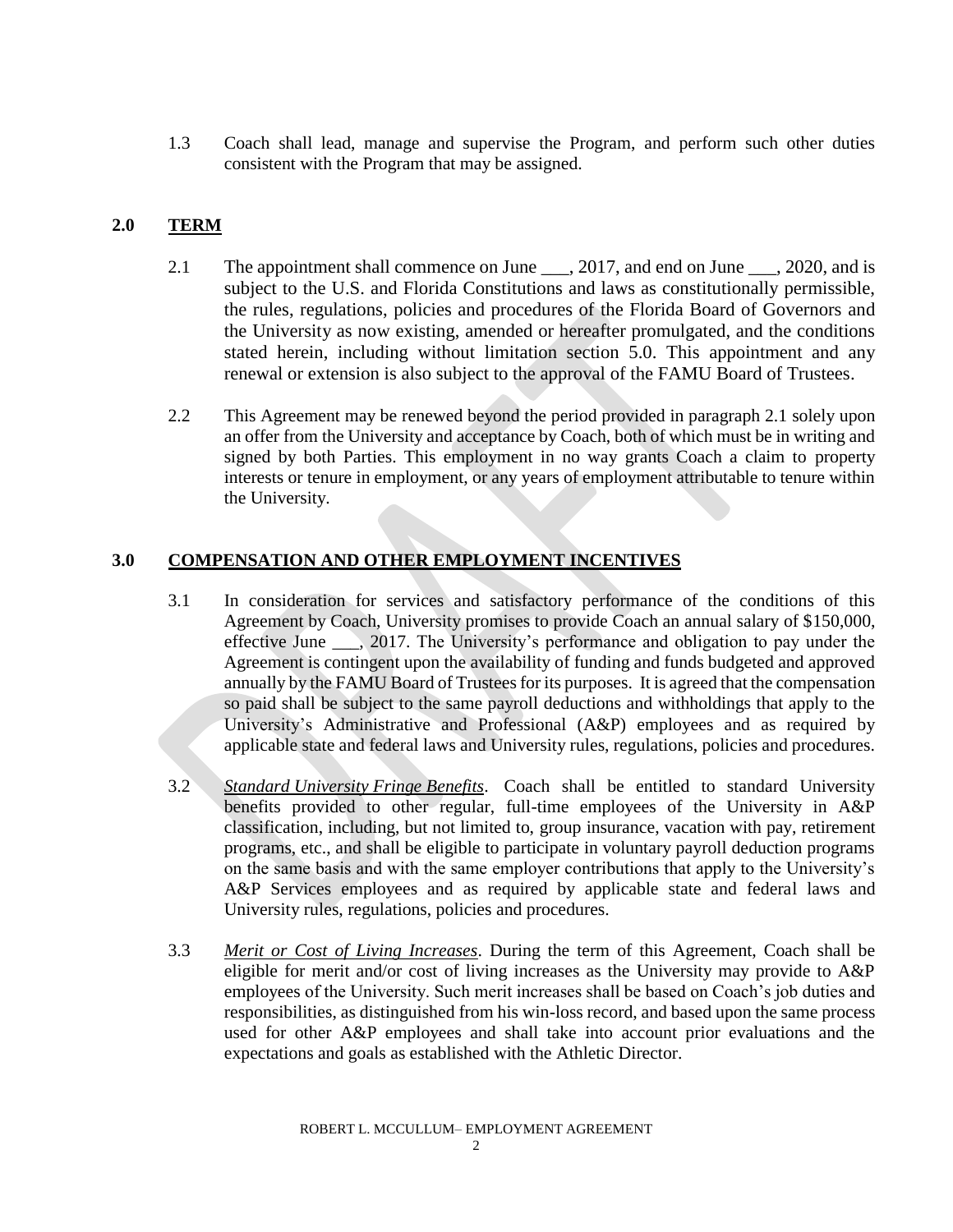1.3 Coach shall lead, manage and supervise the Program, and perform such other duties consistent with the Program that may be assigned.

## 2.0 TERM

2.1 The appointment shall commence on June ___, 2017, and end on June ___, 2020, and is subject to the U.S. and Florida Constitutions and laws as constitutionally permissible, the rules, regulations, policies and procedures of the Florida Board of Governors and the University as now existing, amended or hereafter promulgated, and the conditions stated herein, including without limitation section 5.0. This appointment and any renewal or extension is also subject to the approval of the FAMU Board of Trustees.

2.2 This Agreement may be renewed beyond the period provided in paragraph 2.1 solely upon an offer from the University and acceptance by Coach, both of which must be in writing and signed by both Parties. This employment in no way grants Coach a claim to property interests or tenure in employment, or any years of employment attributable to tenure within the University.

## 3.0 COMPENSATION AND OTHER EMPLOYMENT INCENTIVES

3.1 In consideration for services and satisfactory performance of the conditions of this Agreement by Coach, University promises to provide Coach an annual salary of $150,000, effective June ___, 2017. The University's performance and obligation to pay under the Agreement is contingent upon the availability of funding and funds budgeted and approved annually by the FAMU Board of Trustees for its purposes. It is agreed that the compensation so paid shall be subject to the same payroll deductions and withholdings that apply to the University's Administrative and Professional (A&P) employees and as required by applicable state and federal laws and University rules, regulations, policies and procedures.

3.2 *Standard University Fringe Benefits*. Coach shall be entitled to standard University benefits provided to other regular, full-time employees of the University in A&P classification, including, but not limited to, group insurance, vacation with pay, retirement programs, etc., and shall be eligible to participate in voluntary payroll deduction programs on the same basis and with the same employer contributions that apply to the University's A&P Services employees and as required by applicable state and federal laws and University rules, regulations, policies and procedures.

3.3 *Merit or Cost of Living Increases*. During the term of this Agreement, Coach shall be eligible for merit and/or cost of living increases as the University may provide to A&P employees of the University. Such merit increases shall be based on Coach's job duties and responsibilities, as distinguished from his win-loss record, and based upon the same process used for other A&P employees and shall take into account prior evaluations and the expectations and goals as established with the Athletic Director.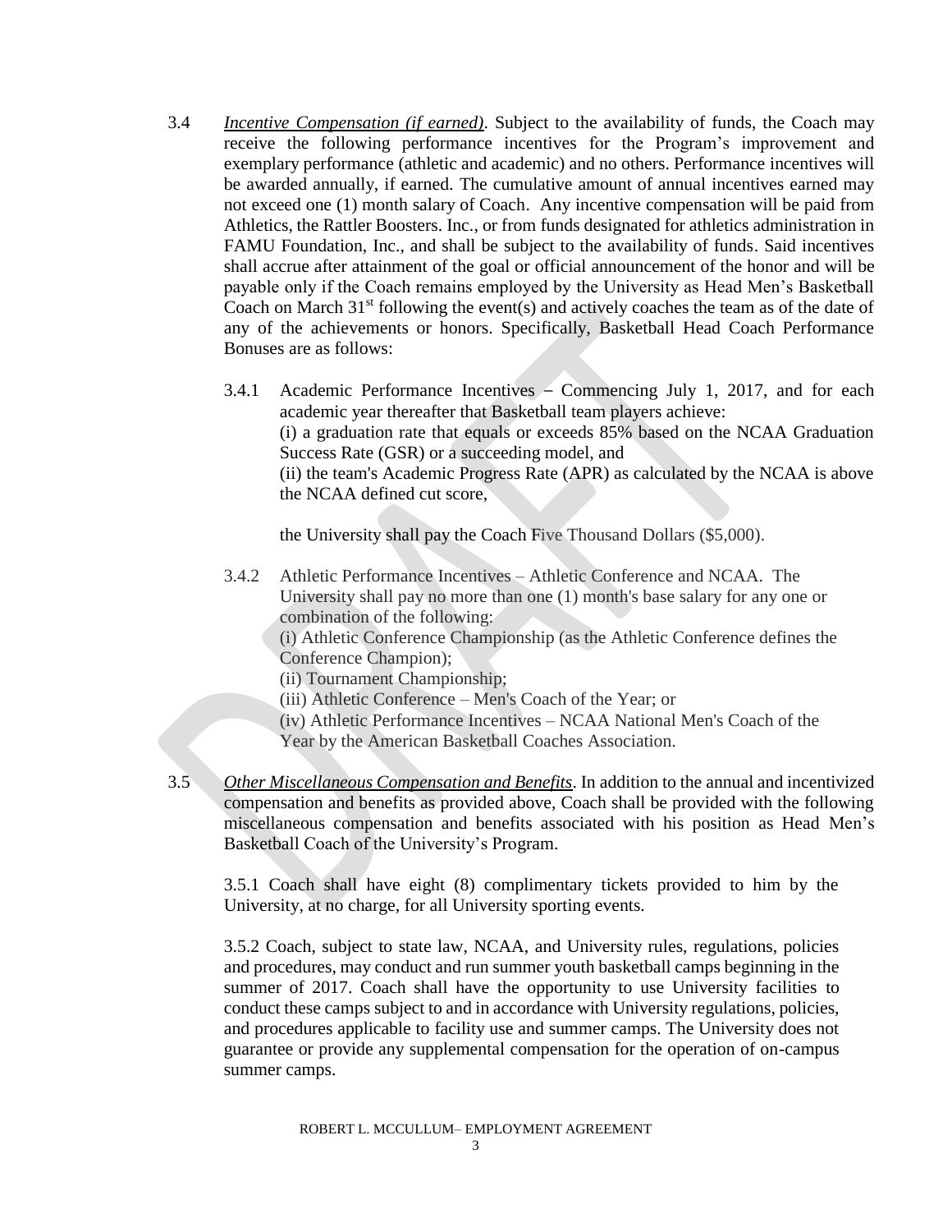3.4 *Incentive Compensation (if earned).* Subject to the availability of funds, the Coach may receive the following performance incentives for the Program's improvement and exemplary performance (athletic and academic) and no others. Performance incentives will be awarded annually, if earned. The cumulative amount of annual incentives earned may not exceed one (1) month salary of Coach. Any incentive compensation will be paid from Athletics, the Rattler Boosters. Inc., or from funds designated for athletics administration in FAMU Foundation, Inc., and shall be subject to the availability of funds. Said incentives shall accrue after attainment of the goal or official announcement of the honor and will be payable only if the Coach remains employed by the University as Head Men's Basketball Coach on March 31st following the event(s) and actively coaches the team as of the date of any of the achievements or honors. Specifically, Basketball Head Coach Performance Bonuses are as follows:

3.4.1 Academic Performance Incentives – Commencing July 1, 2017, and for each academic year thereafter that Basketball team players achieve:
(i) a graduation rate that equals or exceeds 85% based on the NCAA Graduation Success Rate (GSR) or a succeeding model, and
(ii) the team's Academic Progress Rate (APR) as calculated by the NCAA is above the NCAA defined cut score,

the University shall pay the Coach Five Thousand Dollars ($5,000).

3.4.2 Athletic Performance Incentives – Athletic Conference and NCAA. The University shall pay no more than one (1) month's base salary for any one or combination of the following:
(i) Athletic Conference Championship (as the Athletic Conference defines the Conference Champion);
(ii) Tournament Championship;
(iii) Athletic Conference – Men's Coach of the Year; or
(iv) Athletic Performance Incentives – NCAA National Men's Coach of the Year by the American Basketball Coaches Association.

3.5 *Other Miscellaneous Compensation and Benefits.* In addition to the annual and incentivized compensation and benefits as provided above, Coach shall be provided with the following miscellaneous compensation and benefits associated with his position as Head Men's Basketball Coach of the University's Program.

3.5.1 Coach shall have eight (8) complimentary tickets provided to him by the University, at no charge, for all University sporting events.

3.5.2 Coach, subject to state law, NCAA, and University rules, regulations, policies and procedures, may conduct and run summer youth basketball camps beginning in the summer of 2017. Coach shall have the opportunity to use University facilities to conduct these camps subject to and in accordance with University regulations, policies, and procedures applicable to facility use and summer camps. The University does not guarantee or provide any supplemental compensation for the operation of on-campus summer camps.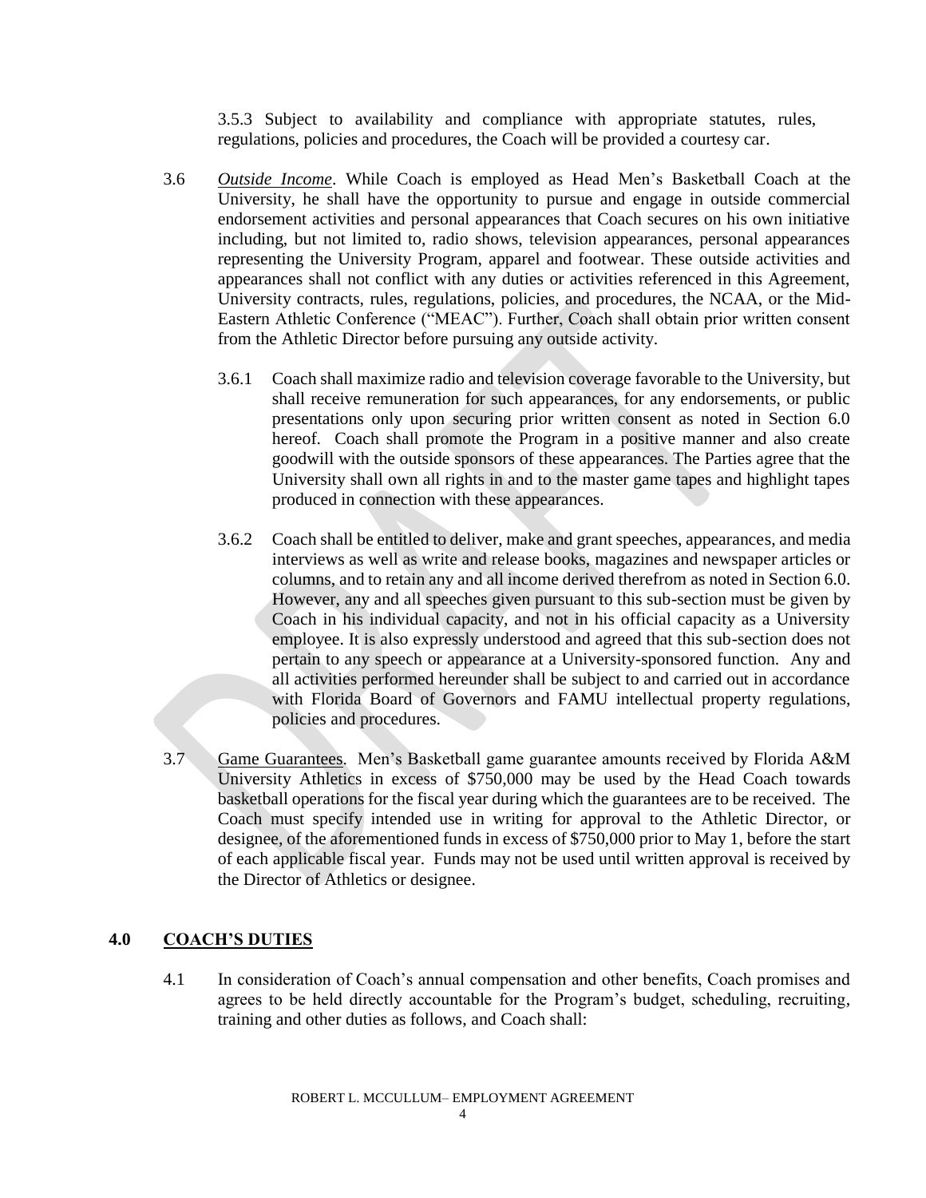3.5.3 Subject to availability and compliance with appropriate statutes, rules, regulations, policies and procedures, the Coach will be provided a courtesy car.

3.6 *Outside Income*. While Coach is employed as Head Men's Basketball Coach at the University, he shall have the opportunity to pursue and engage in outside commercial endorsement activities and personal appearances that Coach secures on his own initiative including, but not limited to, radio shows, television appearances, personal appearances representing the University Program, apparel and footwear. These outside activities and appearances shall not conflict with any duties or activities referenced in this Agreement, University contracts, rules, regulations, policies, and procedures, the NCAA, or the Mid-Eastern Athletic Conference ("MEAC"). Further, Coach shall obtain prior written consent from the Athletic Director before pursuing any outside activity.

3.6.1 Coach shall maximize radio and television coverage favorable to the University, but shall receive remuneration for such appearances, for any endorsements, or public presentations only upon securing prior written consent as noted in Section 6.0 hereof. Coach shall promote the Program in a positive manner and also create goodwill with the outside sponsors of these appearances. The Parties agree that the University shall own all rights in and to the master game tapes and highlight tapes produced in connection with these appearances.

3.6.2 Coach shall be entitled to deliver, make and grant speeches, appearances, and media interviews as well as write and release books, magazines and newspaper articles or columns, and to retain any and all income derived therefrom as noted in Section 6.0. However, any and all speeches given pursuant to this sub-section must be given by Coach in his individual capacity, and not in his official capacity as a University employee. It is also expressly understood and agreed that this sub-section does not pertain to any speech or appearance at a University-sponsored function. Any and all activities performed hereunder shall be subject to and carried out in accordance with Florida Board of Governors and FAMU intellectual property regulations, policies and procedures.

3.7 Game Guarantees. Men's Basketball game guarantee amounts received by Florida A&M University Athletics in excess of $750,000 may be used by the Head Coach towards basketball operations for the fiscal year during which the guarantees are to be received. The Coach must specify intended use in writing for approval to the Athletic Director, or designee, of the aforementioned funds in excess of $750,000 prior to May 1, before the start of each applicable fiscal year. Funds may not be used until written approval is received by the Director of Athletics or designee.

## 4.0 COACH'S DUTIES

4.1 In consideration of Coach's annual compensation and other benefits, Coach promises and agrees to be held directly accountable for the Program's budget, scheduling, recruiting, training and other duties as follows, and Coach shall: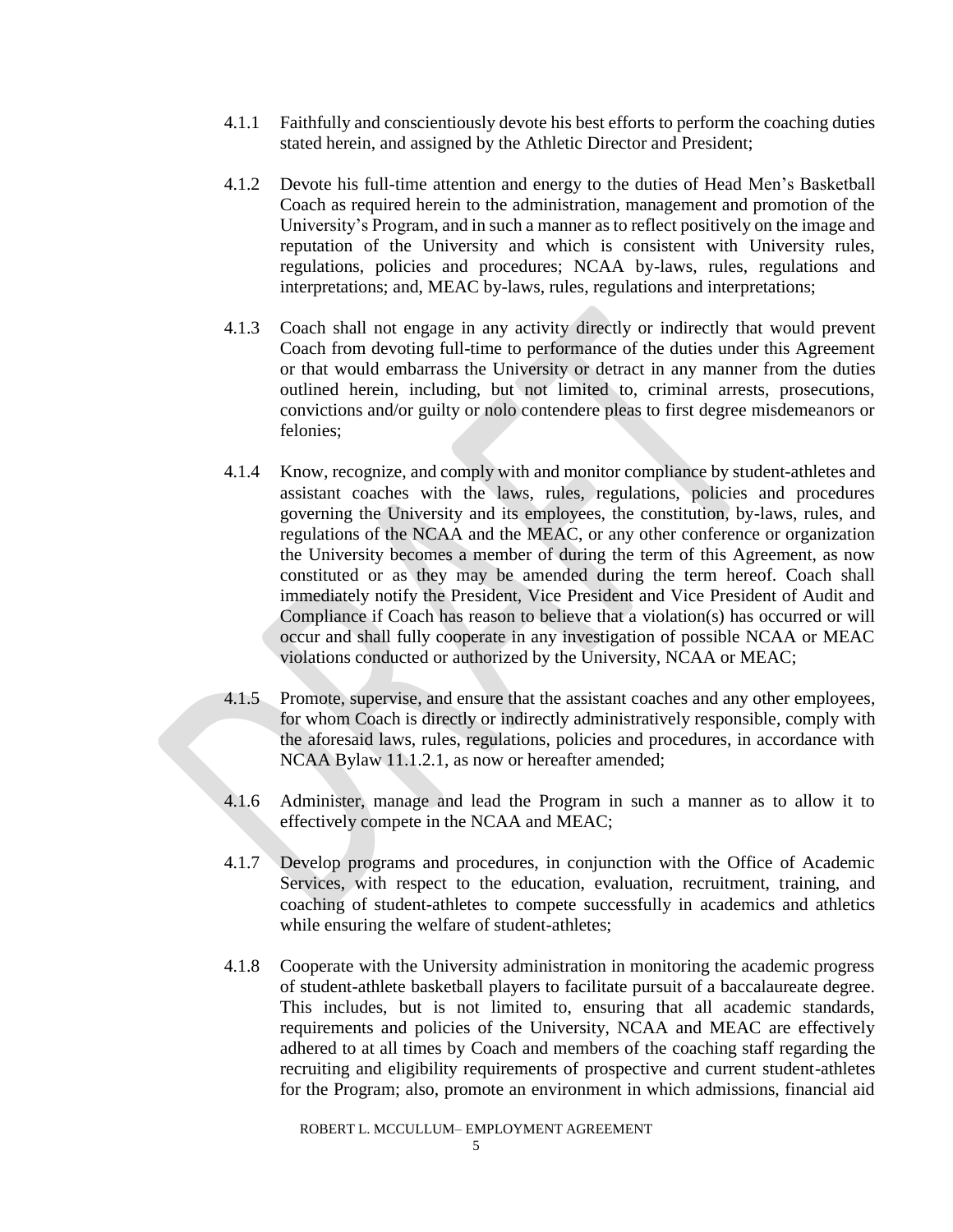4.1.1 Faithfully and conscientiously devote his best efforts to perform the coaching duties stated herein, and assigned by the Athletic Director and President;

4.1.2 Devote his full-time attention and energy to the duties of Head Men's Basketball Coach as required herein to the administration, management and promotion of the University's Program, and in such a manner as to reflect positively on the image and reputation of the University and which is consistent with University rules, regulations, policies and procedures; NCAA by-laws, rules, regulations and interpretations; and, MEAC by-laws, rules, regulations and interpretations;

4.1.3 Coach shall not engage in any activity directly or indirectly that would prevent Coach from devoting full-time to performance of the duties under this Agreement or that would embarrass the University or detract in any manner from the duties outlined herein, including, but not limited to, criminal arrests, prosecutions, convictions and/or guilty or nolo contendere pleas to first degree misdemeanors or felonies;

4.1.4 Know, recognize, and comply with and monitor compliance by student-athletes and assistant coaches with the laws, rules, regulations, policies and procedures governing the University and its employees, the constitution, by-laws, rules, and regulations of the NCAA and the MEAC, or any other conference or organization the University becomes a member of during the term of this Agreement, as now constituted or as they may be amended during the term hereof. Coach shall immediately notify the President, Vice President and Vice President of Audit and Compliance if Coach has reason to believe that a violation(s) has occurred or will occur and shall fully cooperate in any investigation of possible NCAA or MEAC violations conducted or authorized by the University, NCAA or MEAC;

4.1.5 Promote, supervise, and ensure that the assistant coaches and any other employees, for whom Coach is directly or indirectly administratively responsible, comply with the aforesaid laws, rules, regulations, policies and procedures, in accordance with NCAA Bylaw 11.1.2.1, as now or hereafter amended;

4.1.6 Administer, manage and lead the Program in such a manner as to allow it to effectively compete in the NCAA and MEAC;

4.1.7 Develop programs and procedures, in conjunction with the Office of Academic Services, with respect to the education, evaluation, recruitment, training, and coaching of student-athletes to compete successfully in academics and athletics while ensuring the welfare of student-athletes;

4.1.8 Cooperate with the University administration in monitoring the academic progress of student-athlete basketball players to facilitate pursuit of a baccalaureate degree. This includes, but is not limited to, ensuring that all academic standards, requirements and policies of the University, NCAA and MEAC are effectively adhered to at all times by Coach and members of the coaching staff regarding the recruiting and eligibility requirements of prospective and current student-athletes for the Program; also, promote an environment in which admissions, financial aid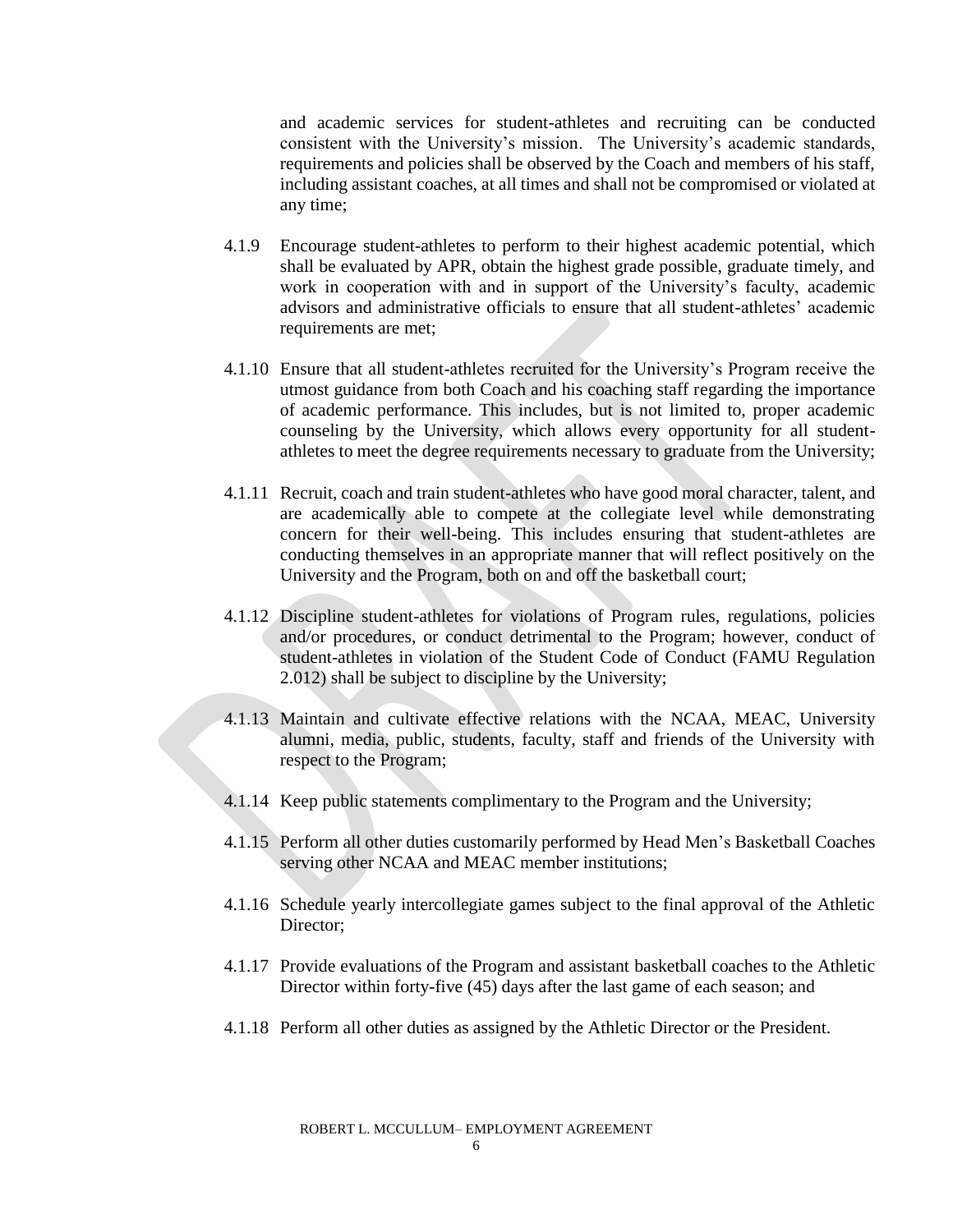and academic services for student-athletes and recruiting can be conducted consistent with the University's mission. The University's academic standards, requirements and policies shall be observed by the Coach and members of his staff, including assistant coaches, at all times and shall not be compromised or violated at any time;

4.1.9 Encourage student-athletes to perform to their highest academic potential, which shall be evaluated by APR, obtain the highest grade possible, graduate timely, and work in cooperation with and in support of the University's faculty, academic advisors and administrative officials to ensure that all student-athletes' academic requirements are met;

4.1.10 Ensure that all student-athletes recruited for the University's Program receive the utmost guidance from both Coach and his coaching staff regarding the importance of academic performance. This includes, but is not limited to, proper academic counseling by the University, which allows every opportunity for all student-athletes to meet the degree requirements necessary to graduate from the University;

4.1.11 Recruit, coach and train student-athletes who have good moral character, talent, and are academically able to compete at the collegiate level while demonstrating concern for their well-being. This includes ensuring that student-athletes are conducting themselves in an appropriate manner that will reflect positively on the University and the Program, both on and off the basketball court;

4.1.12 Discipline student-athletes for violations of Program rules, regulations, policies and/or procedures, or conduct detrimental to the Program; however, conduct of student-athletes in violation of the Student Code of Conduct (FAMU Regulation 2.012) shall be subject to discipline by the University;

4.1.13 Maintain and cultivate effective relations with the NCAA, MEAC, University alumni, media, public, students, faculty, staff and friends of the University with respect to the Program;

4.1.14 Keep public statements complimentary to the Program and the University;

4.1.15 Perform all other duties customarily performed by Head Men's Basketball Coaches serving other NCAA and MEAC member institutions;

4.1.16 Schedule yearly intercollegiate games subject to the final approval of the Athletic Director;

4.1.17 Provide evaluations of the Program and assistant basketball coaches to the Athletic Director within forty-five (45) days after the last game of each season; and

4.1.18 Perform all other duties as assigned by the Athletic Director or the President.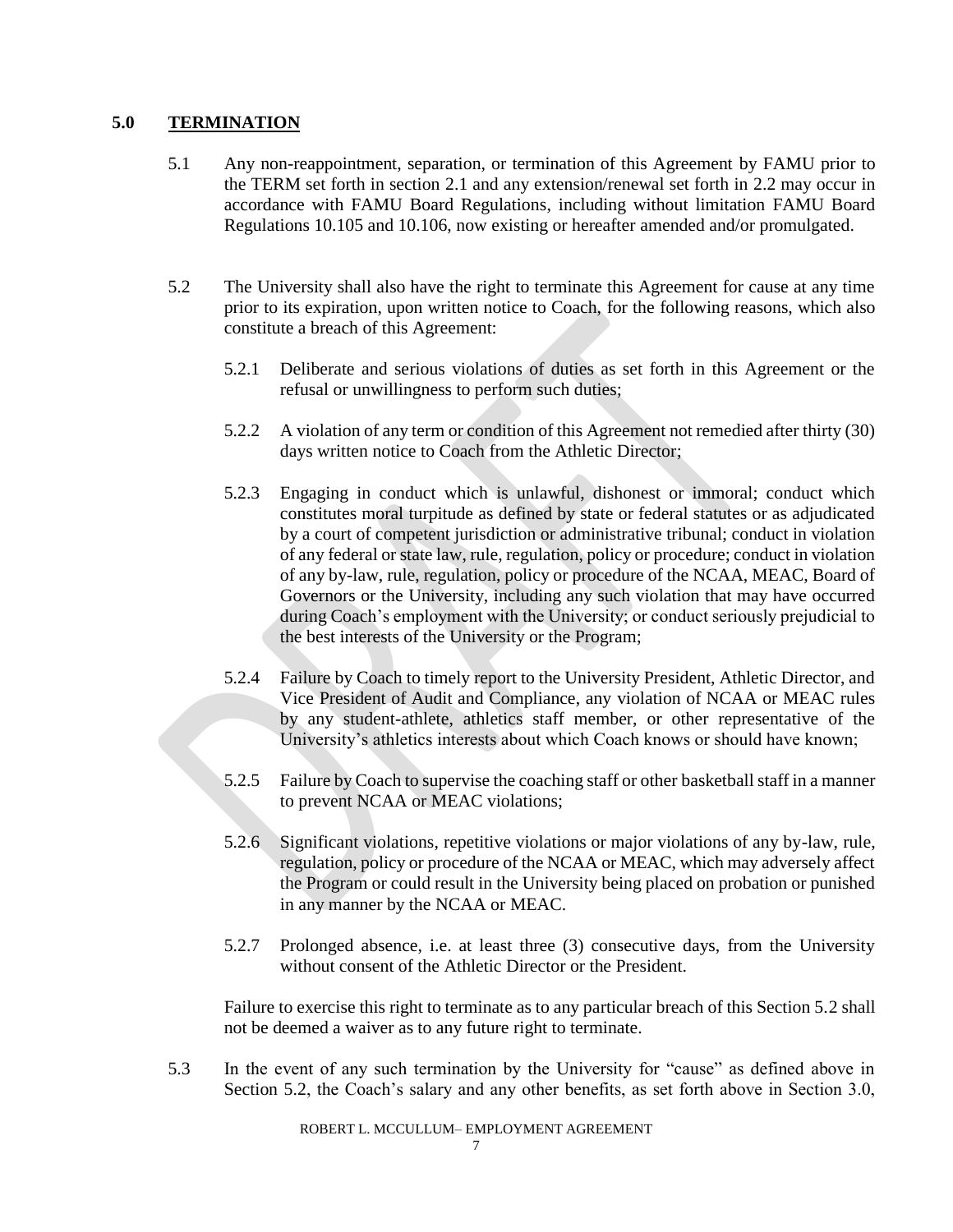## 5.0 TERMINATION

5.1 Any non-reappointment, separation, or termination of this Agreement by FAMU prior to the TERM set forth in section 2.1 and any extension/renewal set forth in 2.2 may occur in accordance with FAMU Board Regulations, including without limitation FAMU Board Regulations 10.105 and 10.106, now existing or hereafter amended and/or promulgated.

5.2 The University shall also have the right to terminate this Agreement for cause at any time prior to its expiration, upon written notice to Coach, for the following reasons, which also constitute a breach of this Agreement:

5.2.1 Deliberate and serious violations of duties as set forth in this Agreement or the refusal or unwillingness to perform such duties;

5.2.2 A violation of any term or condition of this Agreement not remedied after thirty (30) days written notice to Coach from the Athletic Director;

5.2.3 Engaging in conduct which is unlawful, dishonest or immoral; conduct which constitutes moral turpitude as defined by state or federal statutes or as adjudicated by a court of competent jurisdiction or administrative tribunal; conduct in violation of any federal or state law, rule, regulation, policy or procedure; conduct in violation of any by-law, rule, regulation, policy or procedure of the NCAA, MEAC, Board of Governors or the University, including any such violation that may have occurred during Coach's employment with the University; or conduct seriously prejudicial to the best interests of the University or the Program;

5.2.4 Failure by Coach to timely report to the University President, Athletic Director, and Vice President of Audit and Compliance, any violation of NCAA or MEAC rules by any student-athlete, athletics staff member, or other representative of the University's athletics interests about which Coach knows or should have known;

5.2.5 Failure by Coach to supervise the coaching staff or other basketball staff in a manner to prevent NCAA or MEAC violations;

5.2.6 Significant violations, repetitive violations or major violations of any by-law, rule, regulation, policy or procedure of the NCAA or MEAC, which may adversely affect the Program or could result in the University being placed on probation or punished in any manner by the NCAA or MEAC.

5.2.7 Prolonged absence, i.e. at least three (3) consecutive days, from the University without consent of the Athletic Director or the President.

Failure to exercise this right to terminate as to any particular breach of this Section 5.2 shall not be deemed a waiver as to any future right to terminate.

5.3 In the event of any such termination by the University for "cause" as defined above in Section 5.2, the Coach's salary and any other benefits, as set forth above in Section 3.0,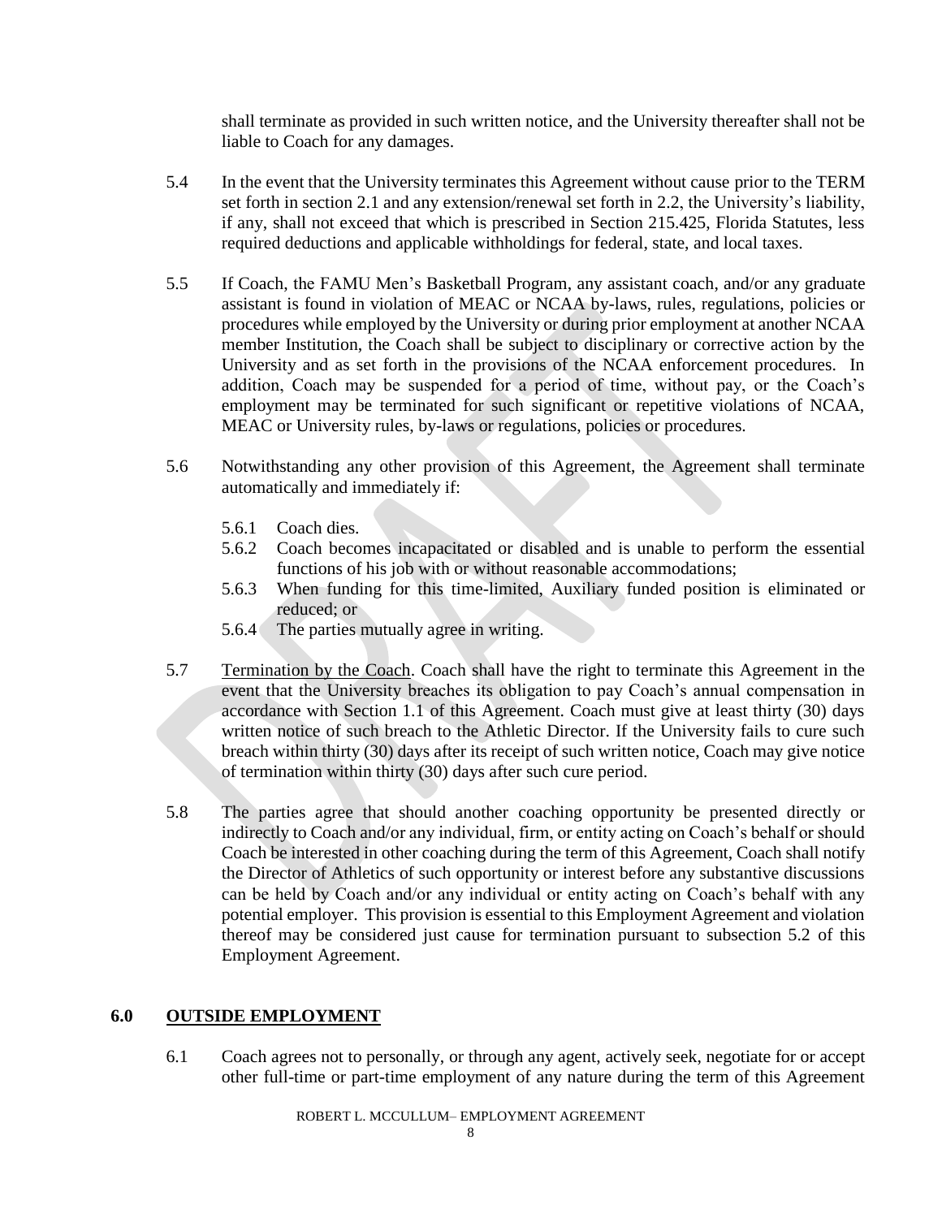shall terminate as provided in such written notice, and the University thereafter shall not be liable to Coach for any damages.

5.4 In the event that the University terminates this Agreement without cause prior to the TERM set forth in section 2.1 and any extension/renewal set forth in 2.2, the University's liability, if any, shall not exceed that which is prescribed in Section 215.425, Florida Statutes, less required deductions and applicable withholdings for federal, state, and local taxes.

5.5 If Coach, the FAMU Men's Basketball Program, any assistant coach, and/or any graduate assistant is found in violation of MEAC or NCAA by-laws, rules, regulations, policies or procedures while employed by the University or during prior employment at another NCAA member Institution, the Coach shall be subject to disciplinary or corrective action by the University and as set forth in the provisions of the NCAA enforcement procedures. In addition, Coach may be suspended for a period of time, without pay, or the Coach's employment may be terminated for such significant or repetitive violations of NCAA, MEAC or University rules, by-laws or regulations, policies or procedures.

5.6 Notwithstanding any other provision of this Agreement, the Agreement shall terminate automatically and immediately if:

- 5.6.1 Coach dies.
- 5.6.2 Coach becomes incapacitated or disabled and is unable to perform the essential functions of his job with or without reasonable accommodations;
- 5.6.3 When funding for this time-limited, Auxiliary funded position is eliminated or reduced; or
- 5.6.4 The parties mutually agree in writing.

5.7 <u>Termination by the Coach</u>. Coach shall have the right to terminate this Agreement in the event that the University breaches its obligation to pay Coach's annual compensation in accordance with Section 1.1 of this Agreement. Coach must give at least thirty (30) days written notice of such breach to the Athletic Director. If the University fails to cure such breach within thirty (30) days after its receipt of such written notice, Coach may give notice of termination within thirty (30) days after such cure period.

5.8 The parties agree that should another coaching opportunity be presented directly or indirectly to Coach and/or any individual, firm, or entity acting on Coach's behalf or should Coach be interested in other coaching during the term of this Agreement, Coach shall notify the Director of Athletics of such opportunity or interest before any substantive discussions can be held by Coach and/or any individual or entity acting on Coach's behalf with any potential employer. This provision is essential to this Employment Agreement and violation thereof may be considered just cause for termination pursuant to subsection 5.2 of this Employment Agreement.

## 6.0 OUTSIDE EMPLOYMENT

6.1 Coach agrees not to personally, or through any agent, actively seek, negotiate for or accept other full-time or part-time employment of any nature during the term of this Agreement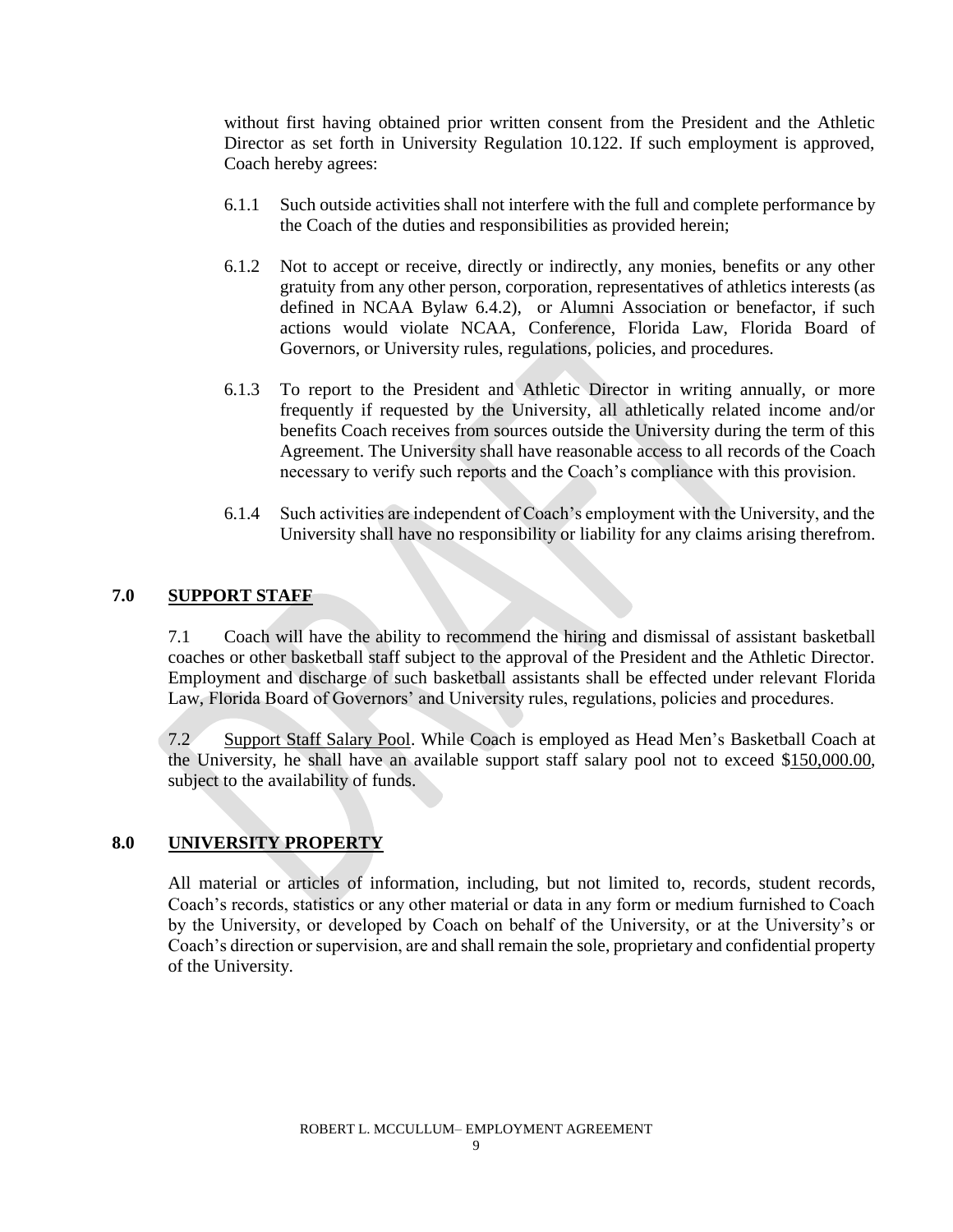without first having obtained prior written consent from the President and the Athletic Director as set forth in University Regulation 10.122. If such employment is approved, Coach hereby agrees:

6.1.1 Such outside activities shall not interfere with the full and complete performance by the Coach of the duties and responsibilities as provided herein;

6.1.2 Not to accept or receive, directly or indirectly, any monies, benefits or any other gratuity from any other person, corporation, representatives of athletics interests (as defined in NCAA Bylaw 6.4.2), or Alumni Association or benefactor, if such actions would violate NCAA, Conference, Florida Law, Florida Board of Governors, or University rules, regulations, policies, and procedures.

6.1.3 To report to the President and Athletic Director in writing annually, or more frequently if requested by the University, all athletically related income and/or benefits Coach receives from sources outside the University during the term of this Agreement. The University shall have reasonable access to all records of the Coach necessary to verify such reports and the Coach's compliance with this provision.

6.1.4 Such activities are independent of Coach's employment with the University, and the University shall have no responsibility or liability for any claims arising therefrom.

## 7.0 SUPPORT STAFF

7.1 Coach will have the ability to recommend the hiring and dismissal of assistant basketball coaches or other basketball staff subject to the approval of the President and the Athletic Director. Employment and discharge of such basketball assistants shall be effected under relevant Florida Law, Florida Board of Governors' and University rules, regulations, policies and procedures.

7.2 Support Staff Salary Pool. While Coach is employed as Head Men's Basketball Coach at the University, he shall have an available support staff salary pool not to exceed $150,000.00, subject to the availability of funds.

## 8.0 UNIVERSITY PROPERTY

All material or articles of information, including, but not limited to, records, student records, Coach's records, statistics or any other material or data in any form or medium furnished to Coach by the University, or developed by Coach on behalf of the University, or at the University's or Coach's direction or supervision, are and shall remain the sole, proprietary and confidential property of the University.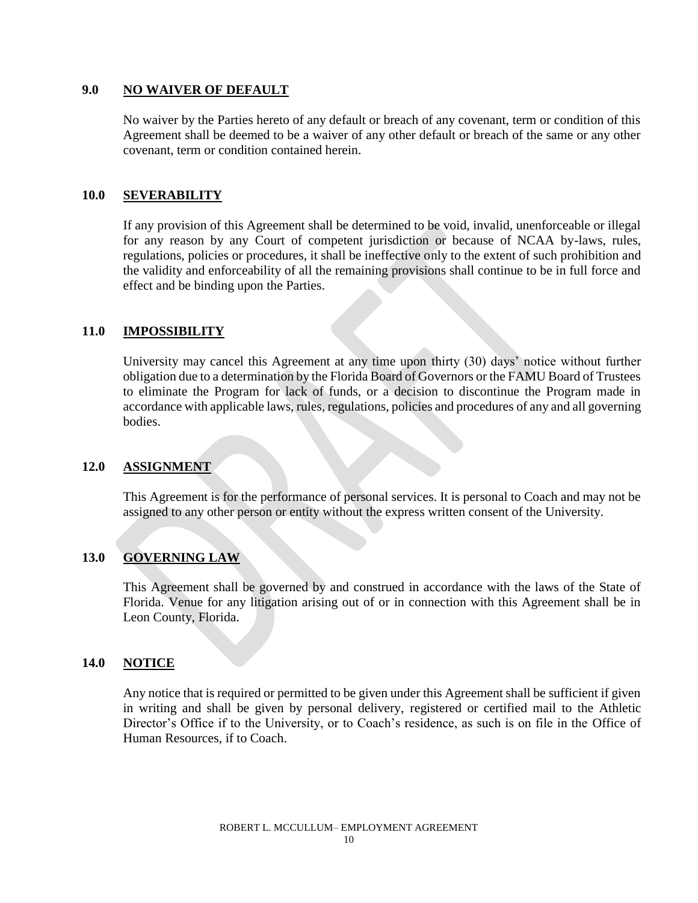## 9.0 NO WAIVER OF DEFAULT

No waiver by the Parties hereto of any default or breach of any covenant, term or condition of this Agreement shall be deemed to be a waiver of any other default or breach of the same or any other covenant, term or condition contained herein.

## 10.0 SEVERABILITY

If any provision of this Agreement shall be determined to be void, invalid, unenforceable or illegal for any reason by any Court of competent jurisdiction or because of NCAA by-laws, rules, regulations, policies or procedures, it shall be ineffective only to the extent of such prohibition and the validity and enforceability of all the remaining provisions shall continue to be in full force and effect and be binding upon the Parties.

## 11.0 IMPOSSIBILITY

University may cancel this Agreement at any time upon thirty (30) days' notice without further obligation due to a determination by the Florida Board of Governors or the FAMU Board of Trustees to eliminate the Program for lack of funds, or a decision to discontinue the Program made in accordance with applicable laws, rules, regulations, policies and procedures of any and all governing bodies.

## 12.0 ASSIGNMENT

This Agreement is for the performance of personal services. It is personal to Coach and may not be assigned to any other person or entity without the express written consent of the University.

## 13.0 GOVERNING LAW

This Agreement shall be governed by and construed in accordance with the laws of the State of Florida. Venue for any litigation arising out of or in connection with this Agreement shall be in Leon County, Florida.

## 14.0 NOTICE

Any notice that is required or permitted to be given under this Agreement shall be sufficient if given in writing and shall be given by personal delivery, registered or certified mail to the Athletic Director's Office if to the University, or to Coach's residence, as such is on file in the Office of Human Resources, if to Coach.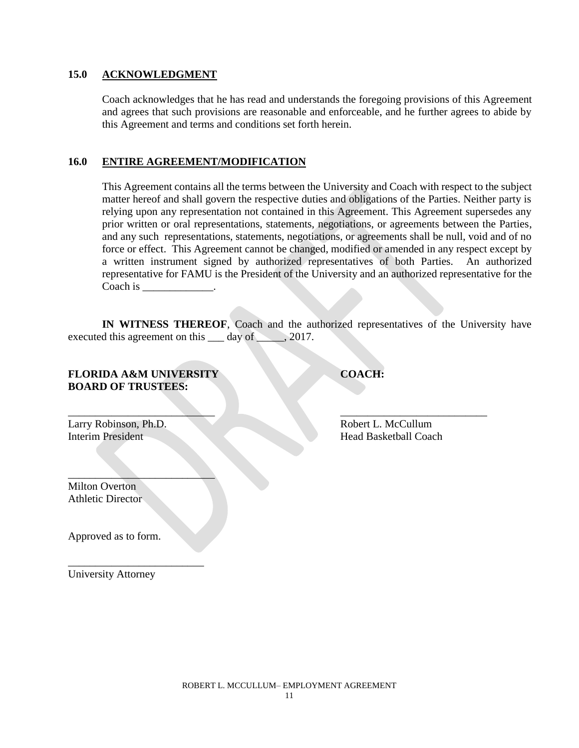## 15.0 ACKNOWLEDGMENT

Coach acknowledges that he has read and understands the foregoing provisions of this Agreement and agrees that such provisions are reasonable and enforceable, and he further agrees to abide by this Agreement and terms and conditions set forth herein.

## 16.0 ENTIRE AGREEMENT/MODIFICATION

This Agreement contains all the terms between the University and Coach with respect to the subject matter hereof and shall govern the respective duties and obligations of the Parties. Neither party is relying upon any representation not contained in this Agreement. This Agreement supersedes any prior written or oral representations, statements, negotiations, or agreements between the Parties, and any such representations, statements, negotiations, or agreements shall be null, void and of no force or effect. This Agreement cannot be changed, modified or amended in any respect except by a written instrument signed by authorized representatives of both Parties. An authorized representative for FAMU is the President of the University and an authorized representative for the Coach is _____________.

**IN WITNESS THEREOF**, Coach and the authorized representatives of the University have executed this agreement on this ___ day of _____, 2017.

**FLORIDA A&M UNIVERSITY BOARD OF TRUSTEES:**

___________________________
Larry Robinson, Ph.D.
Interim President

___________________________
Milton Overton
Athletic Director

Approved as to form.

_________________________
University Attorney

**COACH:**

___________________________
Robert L. McCullum
Head Basketball Coach